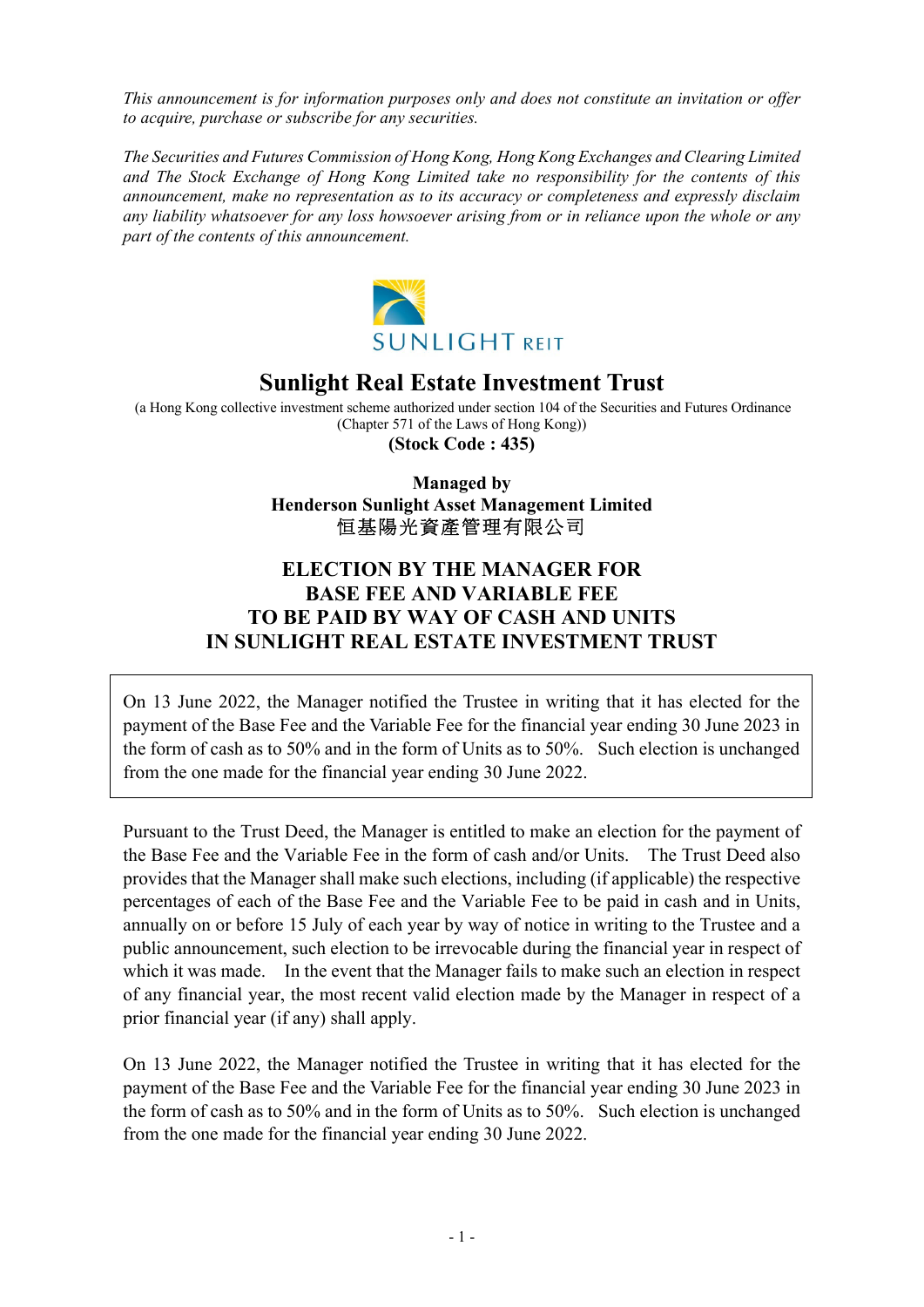*This announcement is for information purposes only and does not constitute an invitation or offer to acquire, purchase or subscribe for any securities.*

*The Securities and Futures Commission of Hong Kong, Hong Kong Exchanges and Clearing Limited and The Stock Exchange of Hong Kong Limited take no responsibility for the contents of this announcement, make no representation as to its accuracy or completeness and expressly disclaim any liability whatsoever for any loss howsoever arising from or in reliance upon the whole or any part of the contents of this announcement.*

SUNLIGHT REIT

# Sunlight Real Estate Investment Trust

(a Hong Kong collective investment scheme authorized under section 104 of the Securities and Futures Ordinance (Chapter 571 of the Laws of Hong Kong))

**(Stock Code : 435)**

**Managed by**
**Henderson Sunlight Asset Management Limited**
**恒基陽光資產管理有限公司**

## ELECTION BY THE MANAGER FOR BASE FEE AND VARIABLE FEE TO BE PAID BY WAY OF CASH AND UNITS IN SUNLIGHT REAL ESTATE INVESTMENT TRUST

On 13 June 2022, the Manager notified the Trustee in writing that it has elected for the payment of the Base Fee and the Variable Fee for the financial year ending 30 June 2023 in the form of cash as to 50% and in the form of Units as to 50%. Such election is unchanged from the one made for the financial year ending 30 June 2022.

Pursuant to the Trust Deed, the Manager is entitled to make an election for the payment of the Base Fee and the Variable Fee in the form of cash and/or Units. The Trust Deed also provides that the Manager shall make such elections, including (if applicable) the respective percentages of each of the Base Fee and the Variable Fee to be paid in cash and in Units, annually on or before 15 July of each year by way of notice in writing to the Trustee and a public announcement, such election to be irrevocable during the financial year in respect of which it was made. In the event that the Manager fails to make such an election in respect of any financial year, the most recent valid election made by the Manager in respect of a prior financial year (if any) shall apply.

On 13 June 2022, the Manager notified the Trustee in writing that it has elected for the payment of the Base Fee and the Variable Fee for the financial year ending 30 June 2023 in the form of cash as to 50% and in the form of Units as to 50%. Such election is unchanged from the one made for the financial year ending 30 June 2022.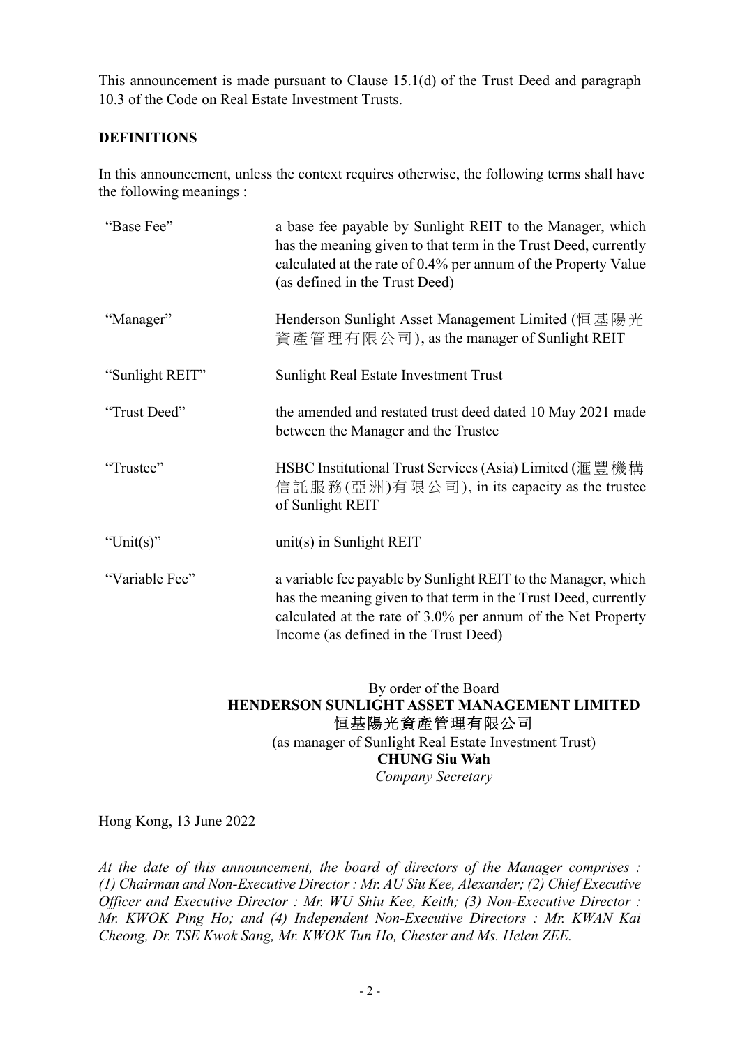This announcement is made pursuant to Clause 15.1(d) of the Trust Deed and paragraph 10.3 of the Code on Real Estate Investment Trusts.

**DEFINITIONS**

In this announcement, unless the context requires otherwise, the following terms shall have the following meanings :

| | |
|---|---|
| "Base Fee" | a base fee payable by Sunlight REIT to the Manager, which has the meaning given to that term in the Trust Deed, currently calculated at the rate of 0.4% per annum of the Property Value (as defined in the Trust Deed) |
| "Manager" | Henderson Sunlight Asset Management Limited (恒基陽光資產管理有限公司), as the manager of Sunlight REIT |
| "Sunlight REIT" | Sunlight Real Estate Investment Trust |
| "Trust Deed" | the amended and restated trust deed dated 10 May 2021 made between the Manager and the Trustee |
| "Trustee" | HSBC Institutional Trust Services (Asia) Limited (滙豐機構信託服務(亞洲)有限公司), in its capacity as the trustee of Sunlight REIT |
| "Unit(s)" | unit(s) in Sunlight REIT |
| "Variable Fee" | a variable fee payable by Sunlight REIT to the Manager, which has the meaning given to that term in the Trust Deed, currently calculated at the rate of 3.0% per annum of the Net Property Income (as defined in the Trust Deed) |

By order of the Board
**HENDERSON SUNLIGHT ASSET MANAGEMENT LIMITED**
**恒基陽光資產管理有限公司**
(as manager of Sunlight Real Estate Investment Trust)
**CHUNG Siu Wah**
*Company Secretary*

Hong Kong, 13 June 2022

*At the date of this announcement, the board of directors of the Manager comprises : (1) Chairman and Non-Executive Director : Mr. AU Siu Kee, Alexander; (2) Chief Executive Officer and Executive Director : Mr. WU Shiu Kee, Keith; (3) Non-Executive Director : Mr. KWOK Ping Ho; and (4) Independent Non-Executive Directors : Mr. KWAN Kai Cheong, Dr. TSE Kwok Sang, Mr. KWOK Tun Ho, Chester and Ms. Helen ZEE.*